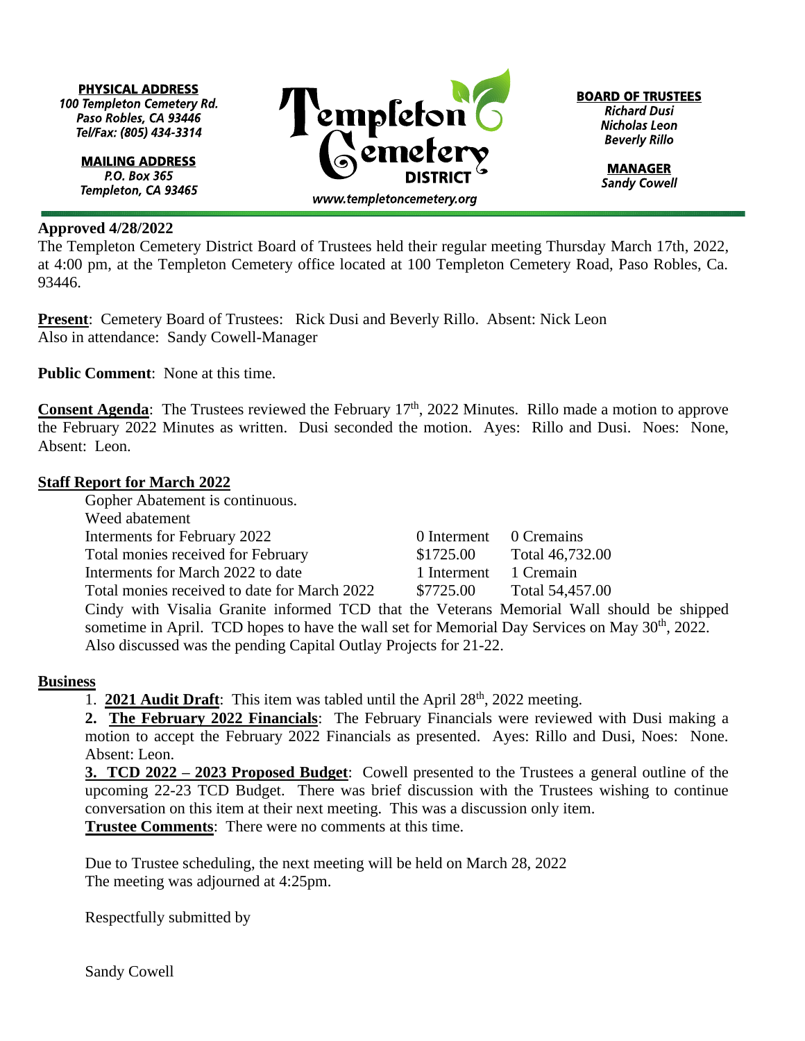**PHYSICAL ADDRESS**
*100 Templeton Cemetery Rd.*
*Paso Robles, CA 93446*
*Tel/Fax: (805) 434-3314*

**MAILING ADDRESS**
*P.O. Box 365*
*Templeton, CA 93465*

**Templeton Cemetery DISTRICT**
*www.templetoncemetery.org*

**BOARD OF TRUSTEES**
*Richard Dusi*
*Nicholas Leon*
*Beverly Rillo*

**MANAGER**
*Sandy Cowell*

**Approved 4/28/2022**

The Templeton Cemetery District Board of Trustees held their regular meeting Thursday March 17th, 2022, at 4:00 pm, at the Templeton Cemetery office located at 100 Templeton Cemetery Road, Paso Robles, Ca. 93446.

**Present**: Cemetery Board of Trustees: Rick Dusi and Beverly Rillo. Absent: Nick Leon
Also in attendance: Sandy Cowell-Manager

**Public Comment**: None at this time.

**Consent Agenda**: The Trustees reviewed the February 17th, 2022 Minutes. Rillo made a motion to approve the February 2022 Minutes as written. Dusi seconded the motion. Ayes: Rillo and Dusi. Noes: None, Absent: Leon.

**Staff Report for March 2022**

Gopher Abatement is continuous.
Weed abatement

| | | |
|---|---|---|
| Interments for February 2022 | 0 Interment | 0 Cremains |
| Total monies received for February | $1725.00 | Total 46,732.00 |
| Interments for March 2022 to date | 1 Interment | 1 Cremain |
| Total monies received to date for March 2022 | $7725.00 | Total 54,457.00 |

Cindy with Visalia Granite informed TCD that the Veterans Memorial Wall should be shipped sometime in April. TCD hopes to have the wall set for Memorial Day Services on May 30th, 2022. Also discussed was the pending Capital Outlay Projects for 21-22.

**Business**

1. **2021 Audit Draft**: This item was tabled until the April 28th, 2022 meeting.
2. **The February 2022 Financials**: The February Financials were reviewed with Dusi making a motion to accept the February 2022 Financials as presented. Ayes: Rillo and Dusi, Noes: None. Absent: Leon.
3. **TCD 2022 – 2023 Proposed Budget**: Cowell presented to the Trustees a general outline of the upcoming 22-23 TCD Budget. There was brief discussion with the Trustees wishing to continue conversation on this item at their next meeting. This was a discussion only item.

**Trustee Comments**: There were no comments at this time.

Due to Trustee scheduling, the next meeting will be held on March 28, 2022
The meeting was adjourned at 4:25pm.

Respectfully submitted by

Sandy Cowell